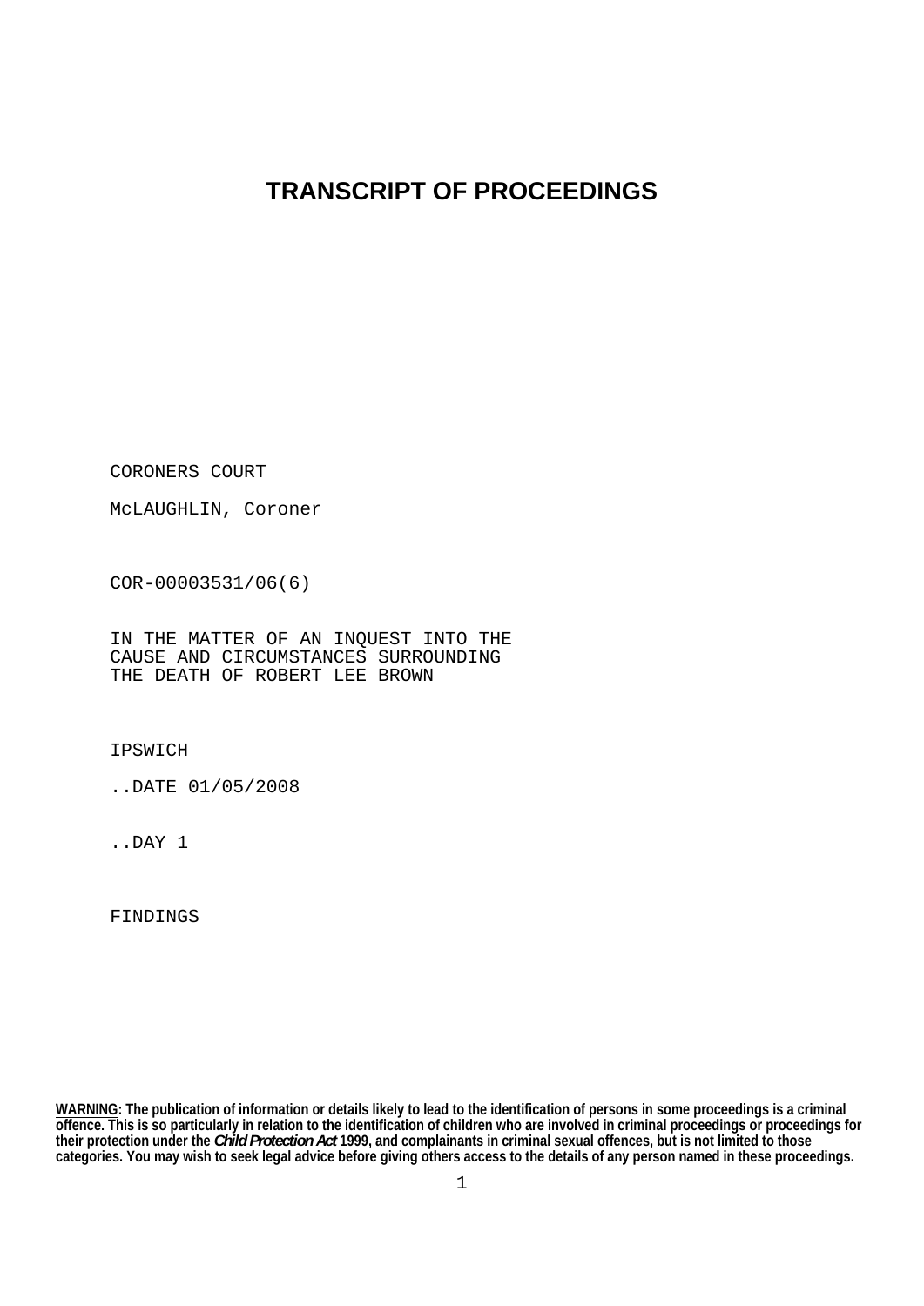# TRANSCRIPT OF PROCEEDINGS

CORONERS COURT

McLAUGHLIN, Coroner

COR-00003531/06(6)

IN THE MATTER OF AN INQUEST INTO THE CAUSE AND CIRCUMSTANCES SURROUNDING THE DEATH OF ROBERT LEE BROWN

IPSWICH

..DATE 01/05/2008

..DAY 1

FINDINGS

**WARNING: The publication of information or details likely to lead to the identification of persons in some proceedings is a criminal offence. This is so particularly in relation to the identification of children who are involved in criminal proceedings or proceedings for their protection under the *Child Protection Act* 1999, and complainants in criminal sexual offences, but is not limited to those categories. You may wish to seek legal advice before giving others access to the details of any person named in these proceedings.**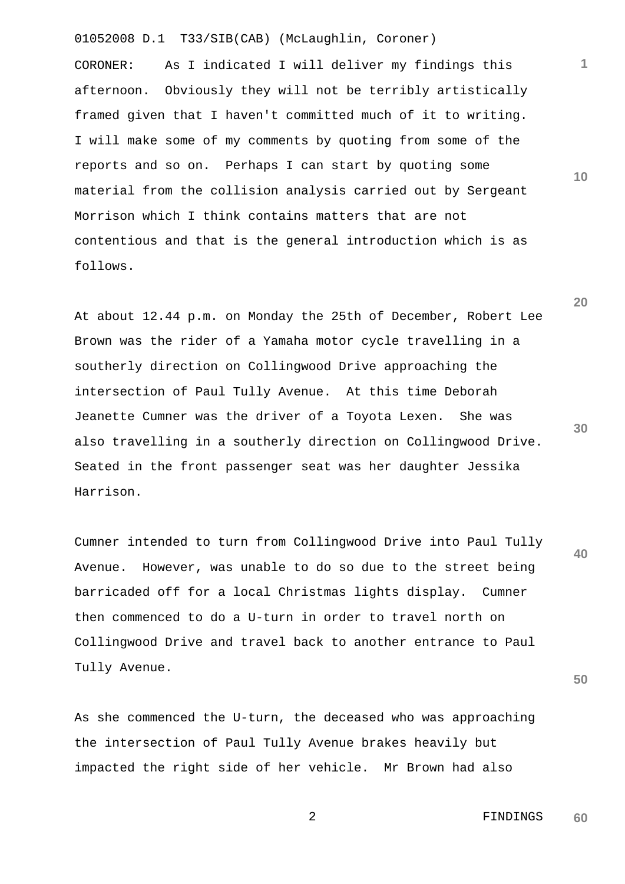CORONER: As I indicated I will deliver my findings this afternoon. Obviously they will not be terribly artistically framed given that I haven't committed much of it to writing. I will make some of my comments by quoting from some of the reports and so on. Perhaps I can start by quoting some material from the collision analysis carried out by Sergeant Morrison which I think contains matters that are not contentious and that is the general introduction which is as follows.

At about 12.44 p.m. on Monday the 25th of December, Robert Lee Brown was the rider of a Yamaha motor cycle travelling in a southerly direction on Collingwood Drive approaching the intersection of Paul Tully Avenue. At this time Deborah Jeanette Cumner was the driver of a Toyota Lexen. She was also travelling in a southerly direction on Collingwood Drive. Seated in the front passenger seat was her daughter Jessika Harrison.

Cumner intended to turn from Collingwood Drive into Paul Tully Avenue. However, was unable to do so due to the street being barricaded off for a local Christmas lights display. Cumner then commenced to do a U-turn in order to travel north on Collingwood Drive and travel back to another entrance to Paul Tully Avenue.

As she commenced the U-turn, the deceased who was approaching the intersection of Paul Tully Avenue brakes heavily but impacted the right side of her vehicle. Mr Brown had also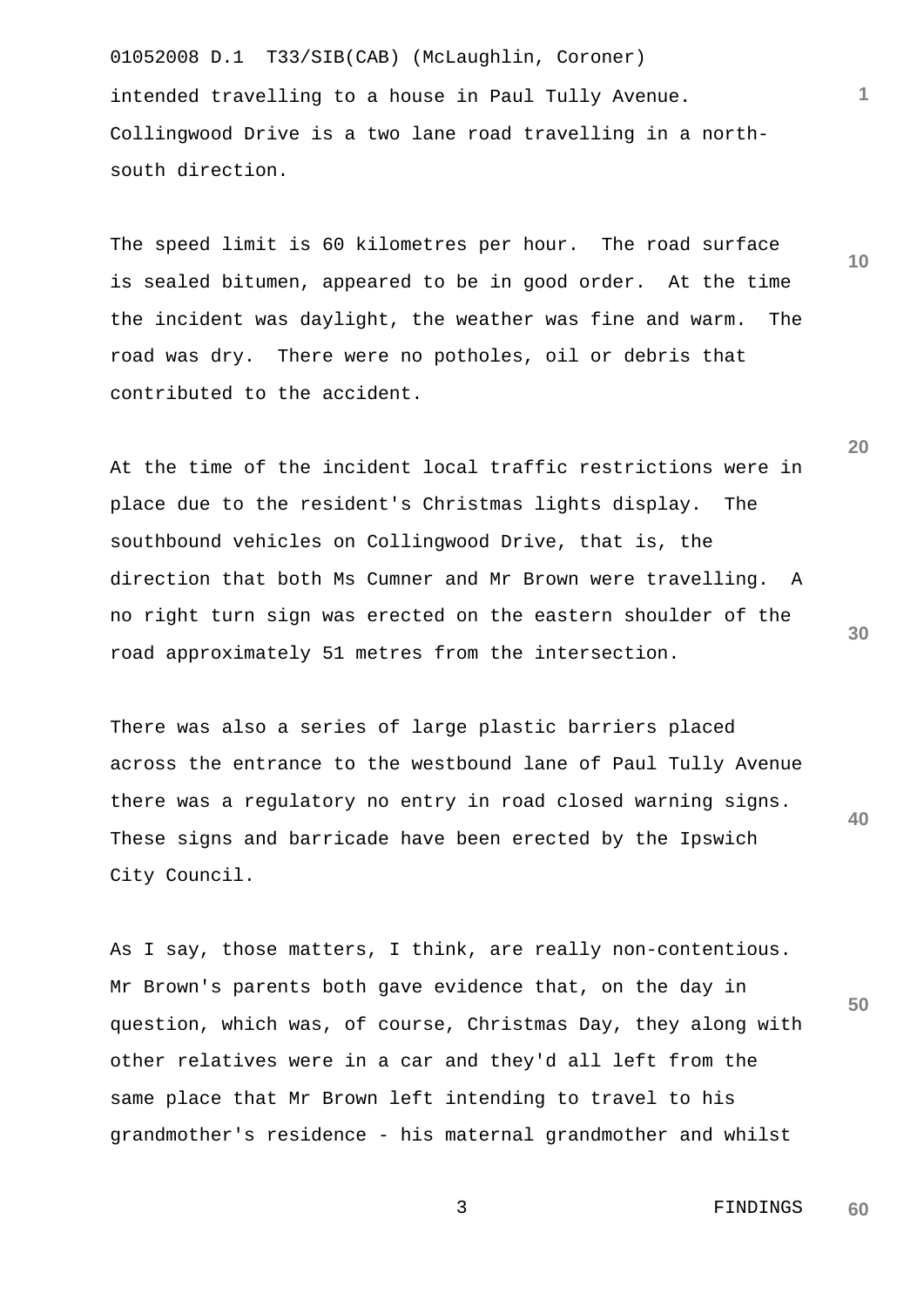intended travelling to a house in Paul Tully Avenue. Collingwood Drive is a two lane road travelling in a north-south direction.

The speed limit is 60 kilometres per hour. The road surface is sealed bitumen, appeared to be in good order. At the time the incident was daylight, the weather was fine and warm. The road was dry. There were no potholes, oil or debris that contributed to the accident.

At the time of the incident local traffic restrictions were in place due to the resident's Christmas lights display. The southbound vehicles on Collingwood Drive, that is, the direction that both Ms Cumner and Mr Brown were travelling. A no right turn sign was erected on the eastern shoulder of the road approximately 51 metres from the intersection.

There was also a series of large plastic barriers placed across the entrance to the westbound lane of Paul Tully Avenue there was a regulatory no entry in road closed warning signs. These signs and barricade have been erected by the Ipswich City Council.

As I say, those matters, I think, are really non-contentious. Mr Brown's parents both gave evidence that, on the day in question, which was, of course, Christmas Day, they along with other relatives were in a car and they'd all left from the same place that Mr Brown left intending to travel to his grandmother's residence - his maternal grandmother and whilst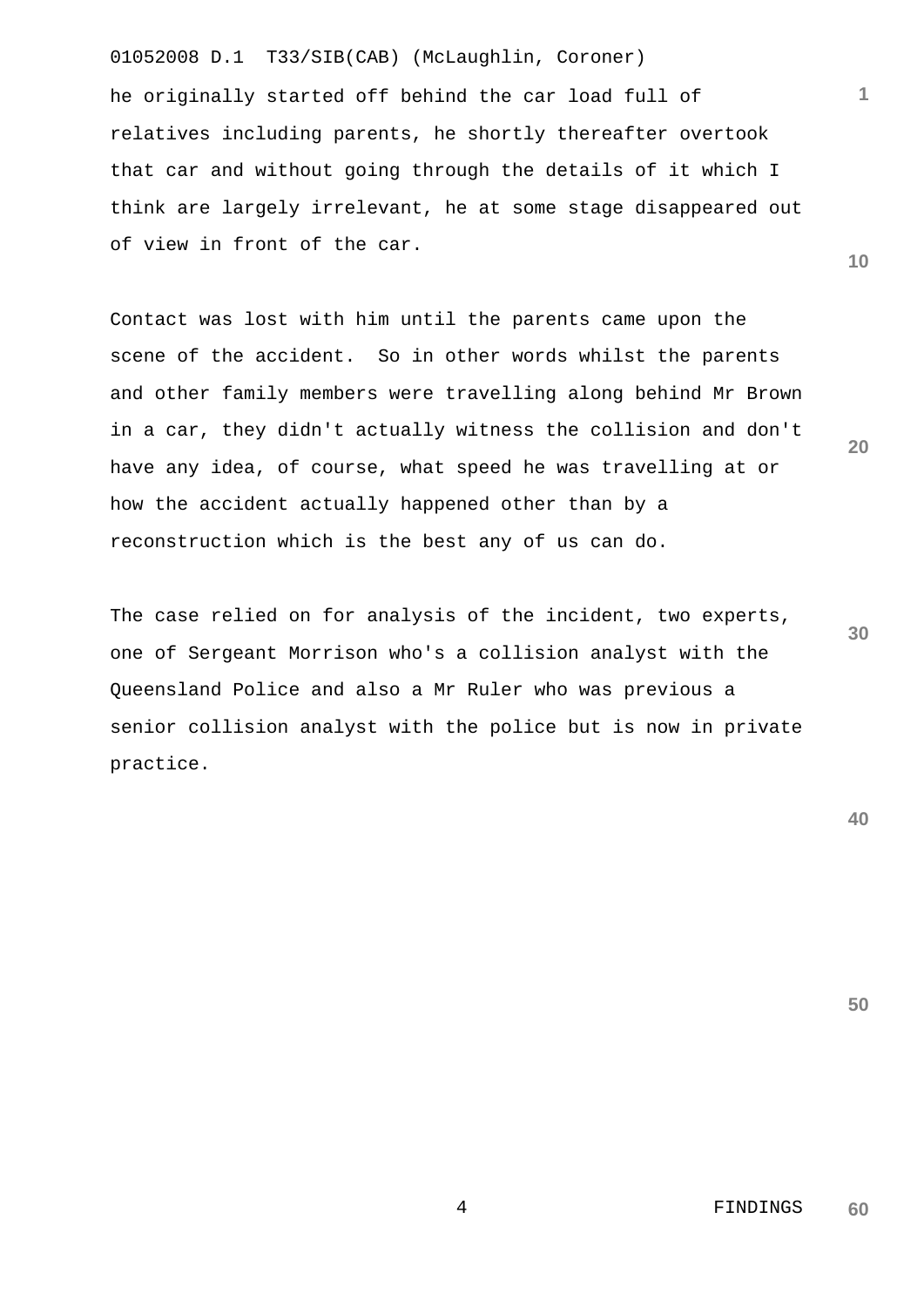he originally started off behind the car load full of relatives including parents, he shortly thereafter overtook that car and without going through the details of it which I think are largely irrelevant, he at some stage disappeared out of view in front of the car.

Contact was lost with him until the parents came upon the scene of the accident. So in other words whilst the parents and other family members were travelling along behind Mr Brown in a car, they didn't actually witness the collision and don't have any idea, of course, what speed he was travelling at or how the accident actually happened other than by a reconstruction which is the best any of us can do.

The case relied on for analysis of the incident, two experts, one of Sergeant Morrison who's a collision analyst with the Queensland Police and also a Mr Ruler who was previous a senior collision analyst with the police but is now in private practice.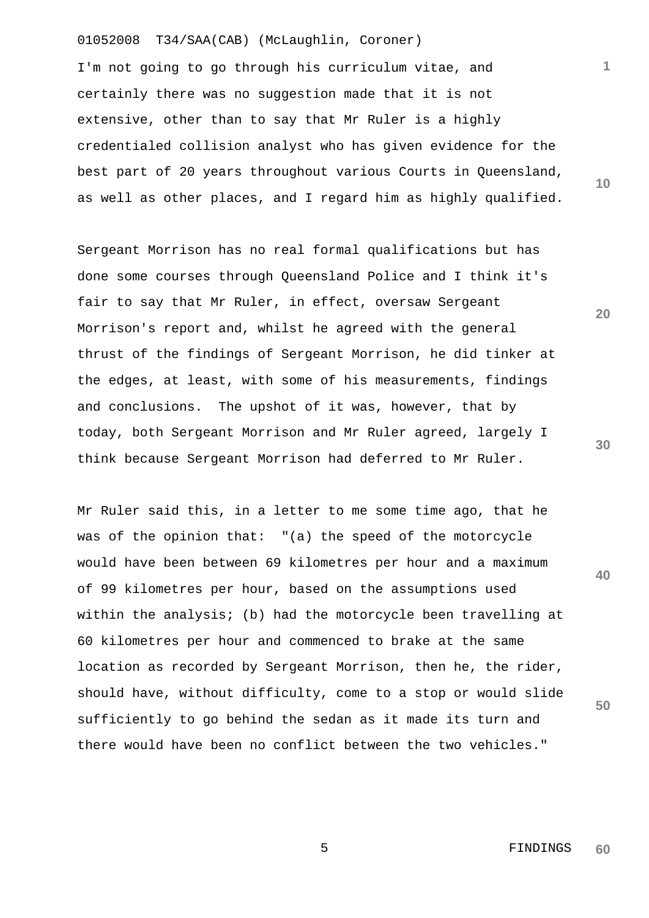I'm not going to go through his curriculum vitae, and certainly there was no suggestion made that it is not extensive, other than to say that Mr Ruler is a highly credentialed collision analyst who has given evidence for the best part of 20 years throughout various Courts in Queensland, as well as other places, and I regard him as highly qualified.

Sergeant Morrison has no real formal qualifications but has done some courses through Queensland Police and I think it's fair to say that Mr Ruler, in effect, oversaw Sergeant Morrison's report and, whilst he agreed with the general thrust of the findings of Sergeant Morrison, he did tinker at the edges, at least, with some of his measurements, findings and conclusions. The upshot of it was, however, that by today, both Sergeant Morrison and Mr Ruler agreed, largely I think because Sergeant Morrison had deferred to Mr Ruler.

Mr Ruler said this, in a letter to me some time ago, that he was of the opinion that: "(a) the speed of the motorcycle would have been between 69 kilometres per hour and a maximum of 99 kilometres per hour, based on the assumptions used within the analysis; (b) had the motorcycle been travelling at 60 kilometres per hour and commenced to brake at the same location as recorded by Sergeant Morrison, then he, the rider, should have, without difficulty, come to a stop or would slide sufficiently to go behind the sedan as it made its turn and there would have been no conflict between the two vehicles."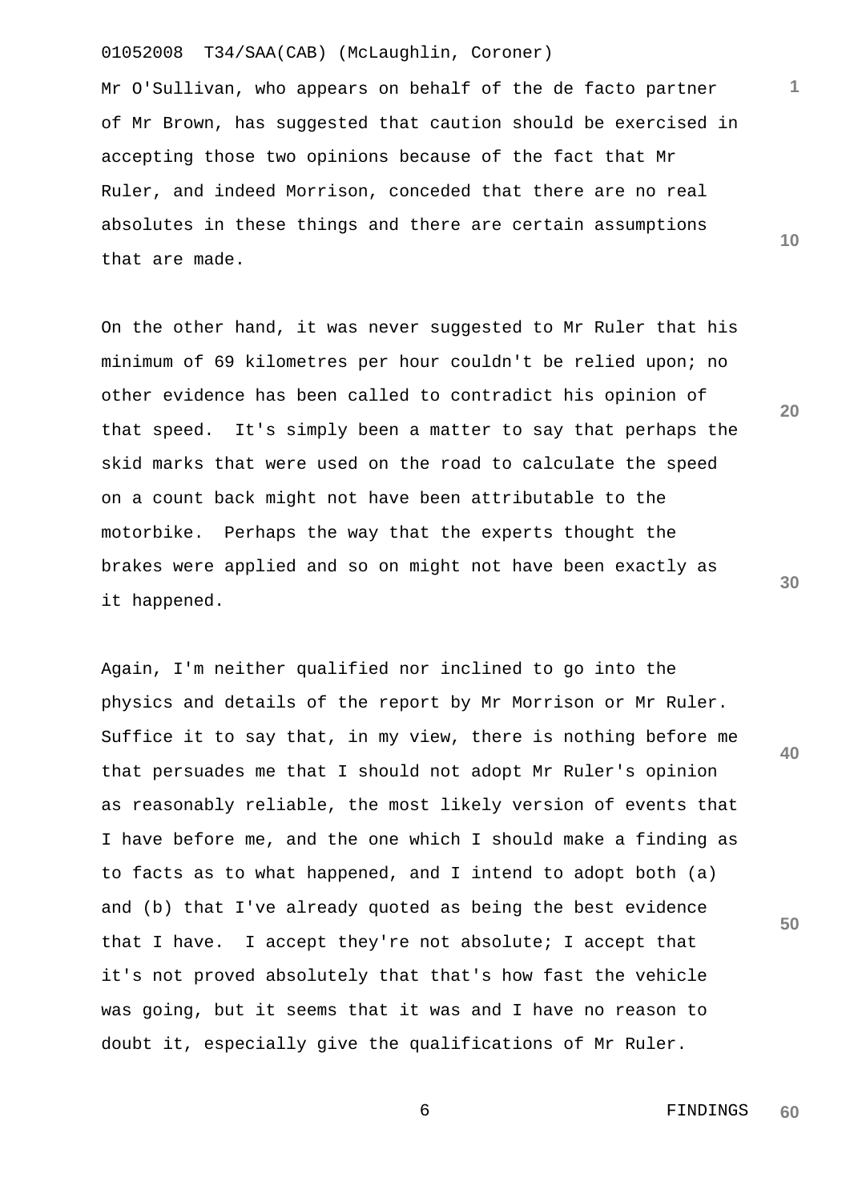Mr O'Sullivan, who appears on behalf of the de facto partner of Mr Brown, has suggested that caution should be exercised in accepting those two opinions because of the fact that Mr Ruler, and indeed Morrison, conceded that there are no real absolutes in these things and there are certain assumptions that are made.

On the other hand, it was never suggested to Mr Ruler that his minimum of 69 kilometres per hour couldn't be relied upon; no other evidence has been called to contradict his opinion of that speed. It's simply been a matter to say that perhaps the skid marks that were used on the road to calculate the speed on a count back might not have been attributable to the motorbike. Perhaps the way that the experts thought the brakes were applied and so on might not have been exactly as it happened.

Again, I'm neither qualified nor inclined to go into the physics and details of the report by Mr Morrison or Mr Ruler. Suffice it to say that, in my view, there is nothing before me that persuades me that I should not adopt Mr Ruler's opinion as reasonably reliable, the most likely version of events that I have before me, and the one which I should make a finding as to facts as to what happened, and I intend to adopt both (a) and (b) that I've already quoted as being the best evidence that I have. I accept they're not absolute; I accept that it's not proved absolutely that that's how fast the vehicle was going, but it seems that it was and I have no reason to doubt it, especially give the qualifications of Mr Ruler.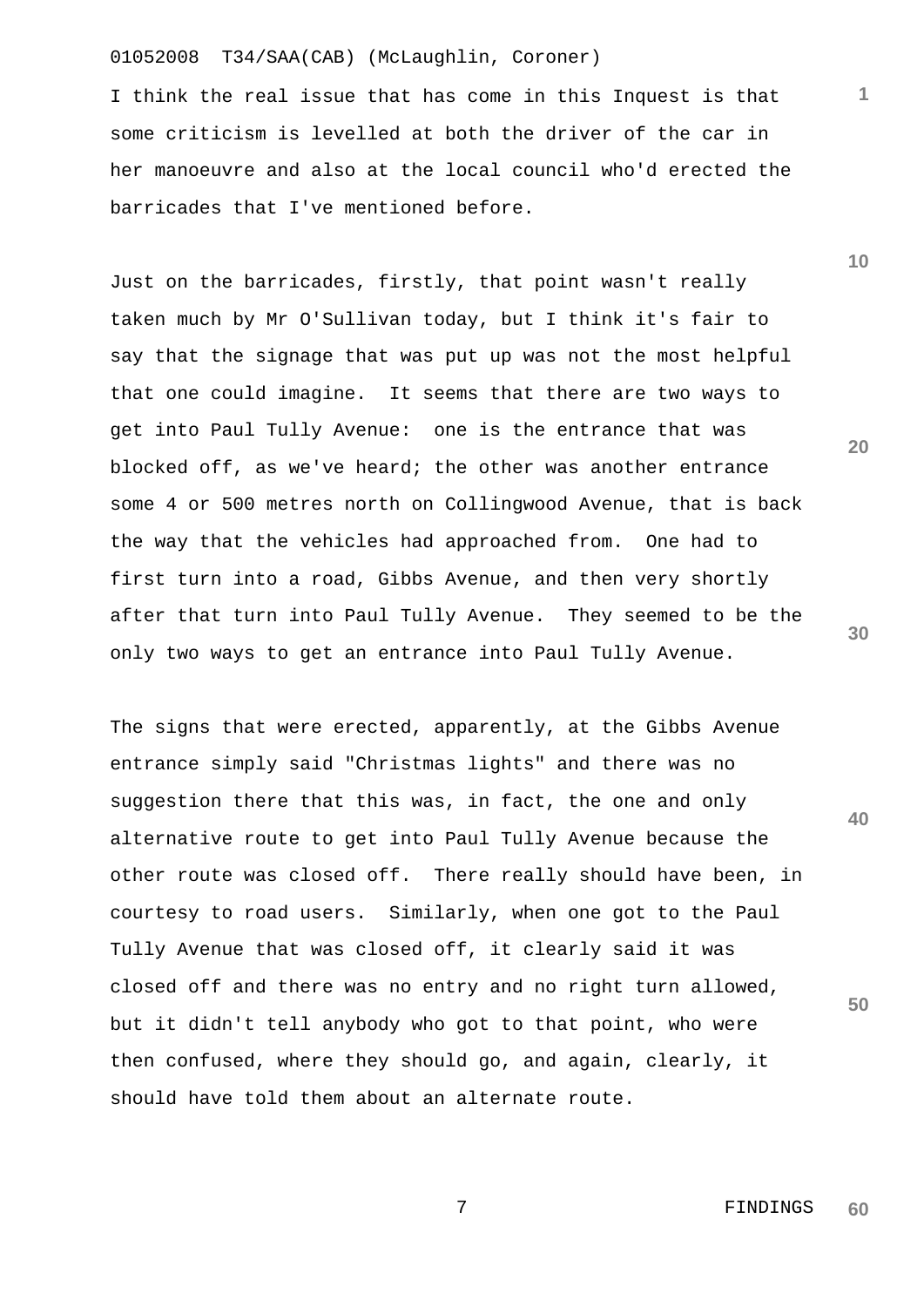I think the real issue that has come in this Inquest is that some criticism is levelled at both the driver of the car in her manoeuvre and also at the local council who'd erected the barricades that I've mentioned before.

Just on the barricades, firstly, that point wasn't really taken much by Mr O'Sullivan today, but I think it's fair to say that the signage that was put up was not the most helpful that one could imagine. It seems that there are two ways to get into Paul Tully Avenue: one is the entrance that was blocked off, as we've heard; the other was another entrance some 4 or 500 metres north on Collingwood Avenue, that is back the way that the vehicles had approached from. One had to first turn into a road, Gibbs Avenue, and then very shortly after that turn into Paul Tully Avenue. They seemed to be the only two ways to get an entrance into Paul Tully Avenue.

The signs that were erected, apparently, at the Gibbs Avenue entrance simply said "Christmas lights" and there was no suggestion there that this was, in fact, the one and only alternative route to get into Paul Tully Avenue because the other route was closed off. There really should have been, in courtesy to road users. Similarly, when one got to the Paul Tully Avenue that was closed off, it clearly said it was closed off and there was no entry and no right turn allowed, but it didn't tell anybody who got to that point, who were then confused, where they should go, and again, clearly, it should have told them about an alternate route.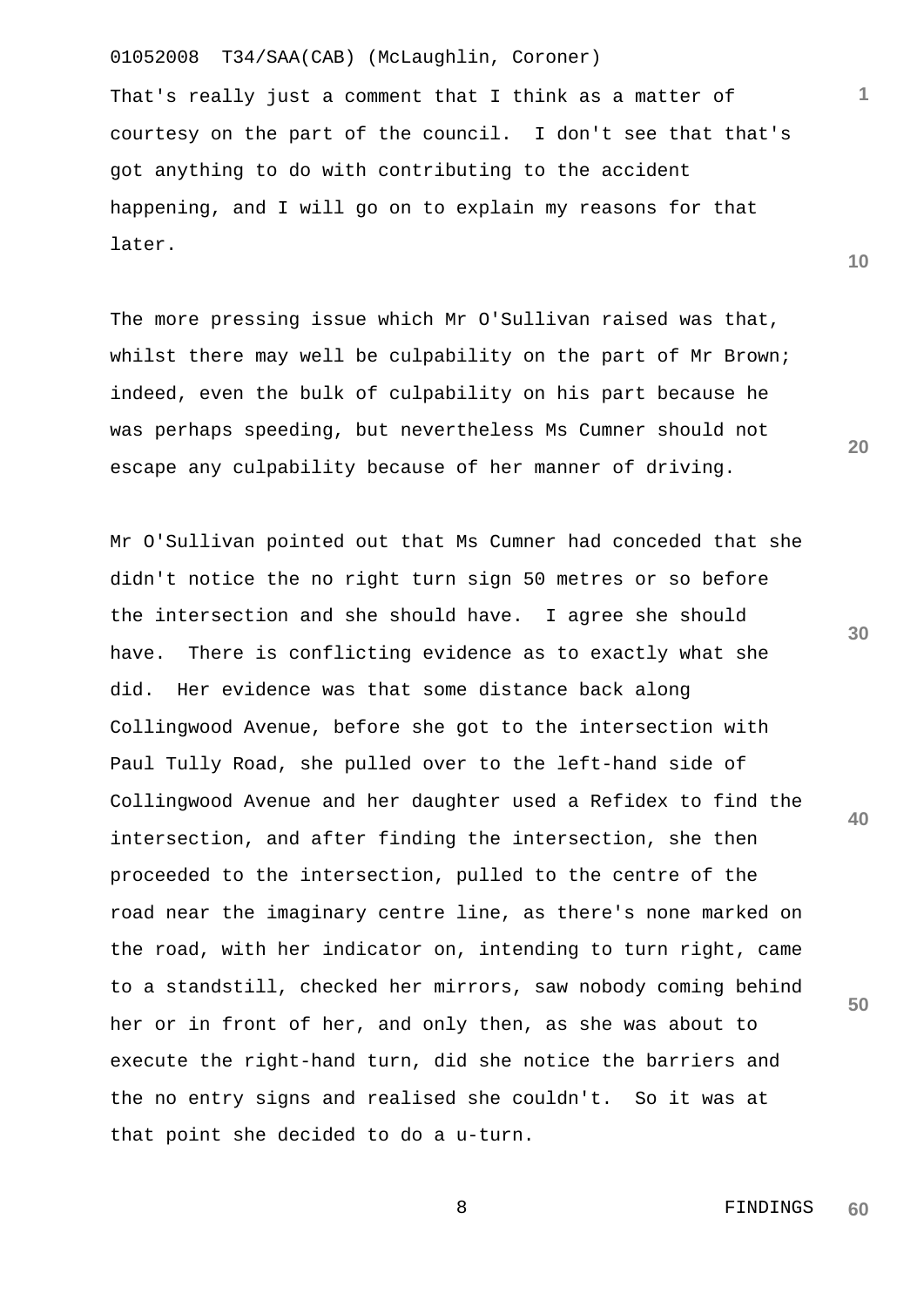That's really just a comment that I think as a matter of courtesy on the part of the council. I don't see that that's got anything to do with contributing to the accident happening, and I will go on to explain my reasons for that later.

The more pressing issue which Mr O'Sullivan raised was that, whilst there may well be culpability on the part of Mr Brown; indeed, even the bulk of culpability on his part because he was perhaps speeding, but nevertheless Ms Cumner should not escape any culpability because of her manner of driving.

Mr O'Sullivan pointed out that Ms Cumner had conceded that she didn't notice the no right turn sign 50 metres or so before the intersection and she should have. I agree she should have. There is conflicting evidence as to exactly what she did. Her evidence was that some distance back along Collingwood Avenue, before she got to the intersection with Paul Tully Road, she pulled over to the left-hand side of Collingwood Avenue and her daughter used a Refidex to find the intersection, and after finding the intersection, she then proceeded to the intersection, pulled to the centre of the road near the imaginary centre line, as there's none marked on the road, with her indicator on, intending to turn right, came to a standstill, checked her mirrors, saw nobody coming behind her or in front of her, and only then, as she was about to execute the right-hand turn, did she notice the barriers and the no entry signs and realised she couldn't. So it was at that point she decided to do a u-turn.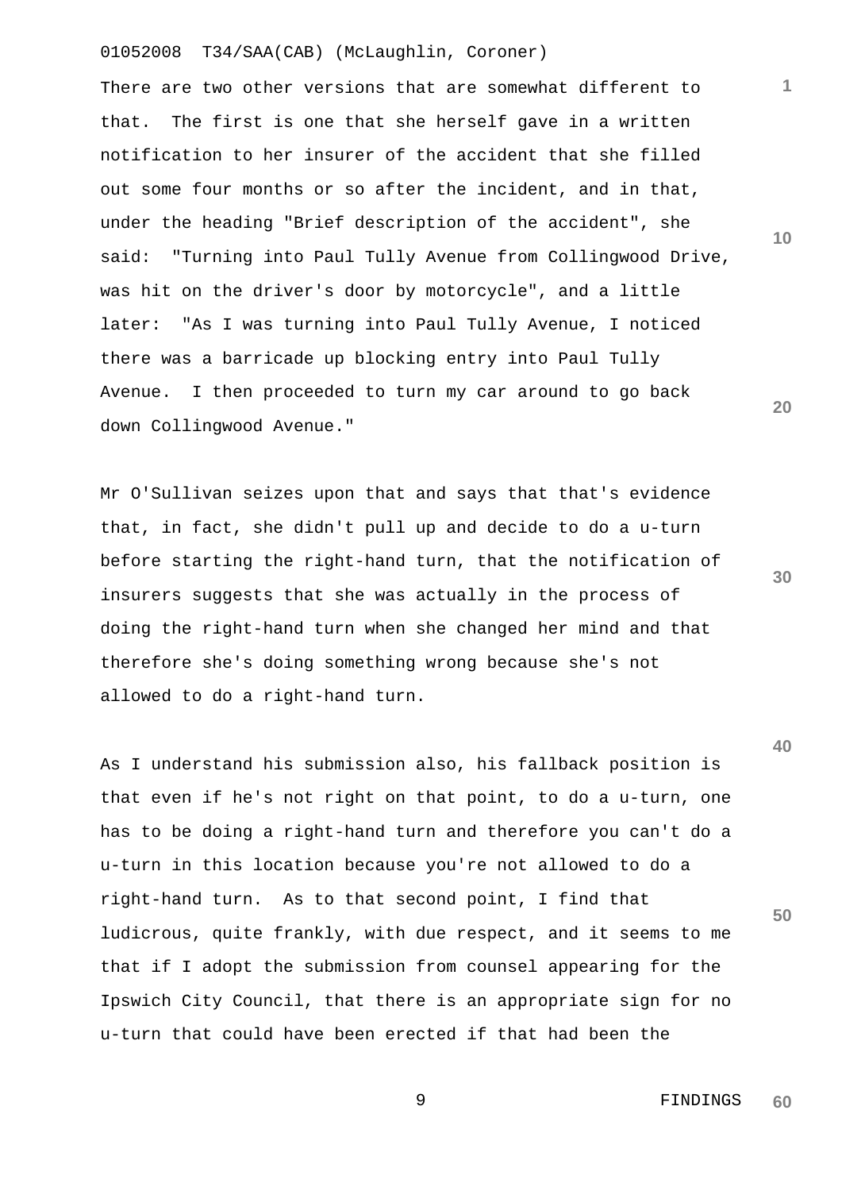There are two other versions that are somewhat different to that. The first is one that she herself gave in a written notification to her insurer of the accident that she filled out some four months or so after the incident, and in that, under the heading "Brief description of the accident", she said: "Turning into Paul Tully Avenue from Collingwood Drive, was hit on the driver's door by motorcycle", and a little later: "As I was turning into Paul Tully Avenue, I noticed there was a barricade up blocking entry into Paul Tully Avenue. I then proceeded to turn my car around to go back down Collingwood Avenue."

Mr O'Sullivan seizes upon that and says that that's evidence that, in fact, she didn't pull up and decide to do a u-turn before starting the right-hand turn, that the notification of insurers suggests that she was actually in the process of doing the right-hand turn when she changed her mind and that therefore she's doing something wrong because she's not allowed to do a right-hand turn.

As I understand his submission also, his fallback position is that even if he's not right on that point, to do a u-turn, one has to be doing a right-hand turn and therefore you can't do a u-turn in this location because you're not allowed to do a right-hand turn. As to that second point, I find that ludicrous, quite frankly, with due respect, and it seems to me that if I adopt the submission from counsel appearing for the Ipswich City Council, that there is an appropriate sign for no u-turn that could have been erected if that had been the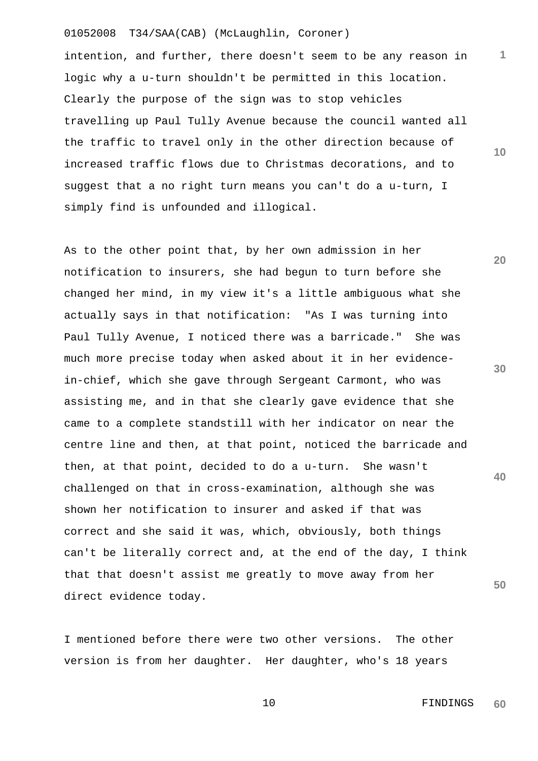intention, and further, there doesn't seem to be any reason in logic why a u-turn shouldn't be permitted in this location. Clearly the purpose of the sign was to stop vehicles travelling up Paul Tully Avenue because the council wanted all the traffic to travel only in the other direction because of increased traffic flows due to Christmas decorations, and to suggest that a no right turn means you can't do a u-turn, I simply find is unfounded and illogical.

As to the other point that, by her own admission in her notification to insurers, she had begun to turn before she changed her mind, in my view it's a little ambiguous what she actually says in that notification: "As I was turning into Paul Tully Avenue, I noticed there was a barricade." She was much more precise today when asked about it in her evidence-in-chief, which she gave through Sergeant Carmont, who was assisting me, and in that she clearly gave evidence that she came to a complete standstill with her indicator on near the centre line and then, at that point, noticed the barricade and then, at that point, decided to do a u-turn. She wasn't challenged on that in cross-examination, although she was shown her notification to insurer and asked if that was correct and she said it was, which, obviously, both things can't be literally correct and, at the end of the day, I think that that doesn't assist me greatly to move away from her direct evidence today.

I mentioned before there were two other versions. The other version is from her daughter. Her daughter, who's 18 years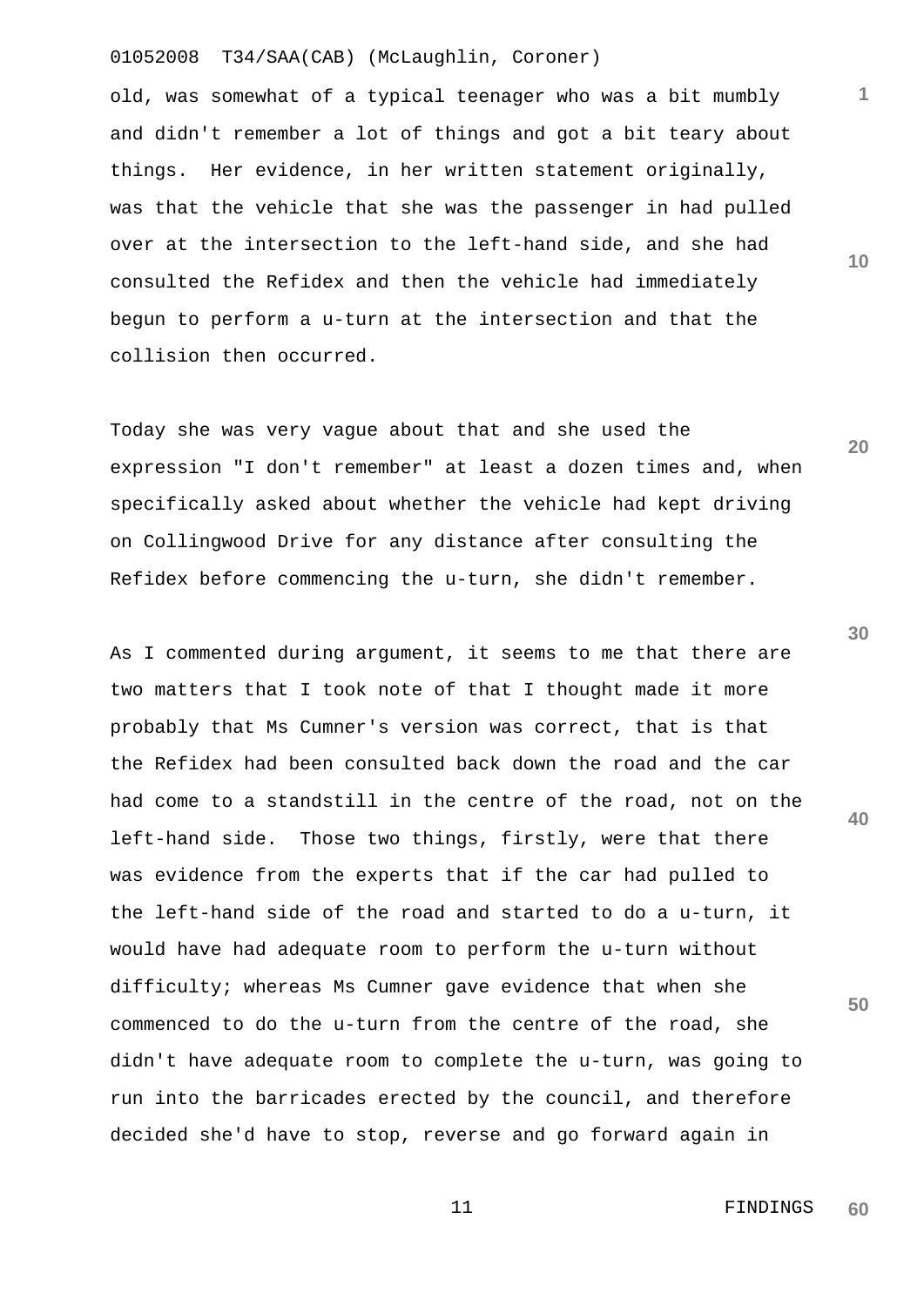old, was somewhat of a typical teenager who was a bit mumbly and didn't remember a lot of things and got a bit teary about things.  Her evidence, in her written statement originally, was that the vehicle that she was the passenger in had pulled over at the intersection to the left-hand side, and she had consulted the Refidex and then the vehicle had immediately begun to perform a u-turn at the intersection and that the collision then occurred.

Today she was very vague about that and she used the expression "I don't remember" at least a dozen times and, when specifically asked about whether the vehicle had kept driving on Collingwood Drive for any distance after consulting the Refidex before commencing the u-turn, she didn't remember.

As I commented during argument, it seems to me that there are two matters that I took note of that I thought made it more probably that Ms Cumner's version was correct, that is that the Refidex had been consulted back down the road and the car had come to a standstill in the centre of the road, not on the left-hand side.  Those two things, firstly, were that there was evidence from the experts that if the car had pulled to the left-hand side of the road and started to do a u-turn, it would have had adequate room to perform the u-turn without difficulty; whereas Ms Cumner gave evidence that when she commenced to do the u-turn from the centre of the road, she didn't have adequate room to complete the u-turn, was going to run into the barricades erected by the council, and therefore decided she'd have to stop, reverse and go forward again in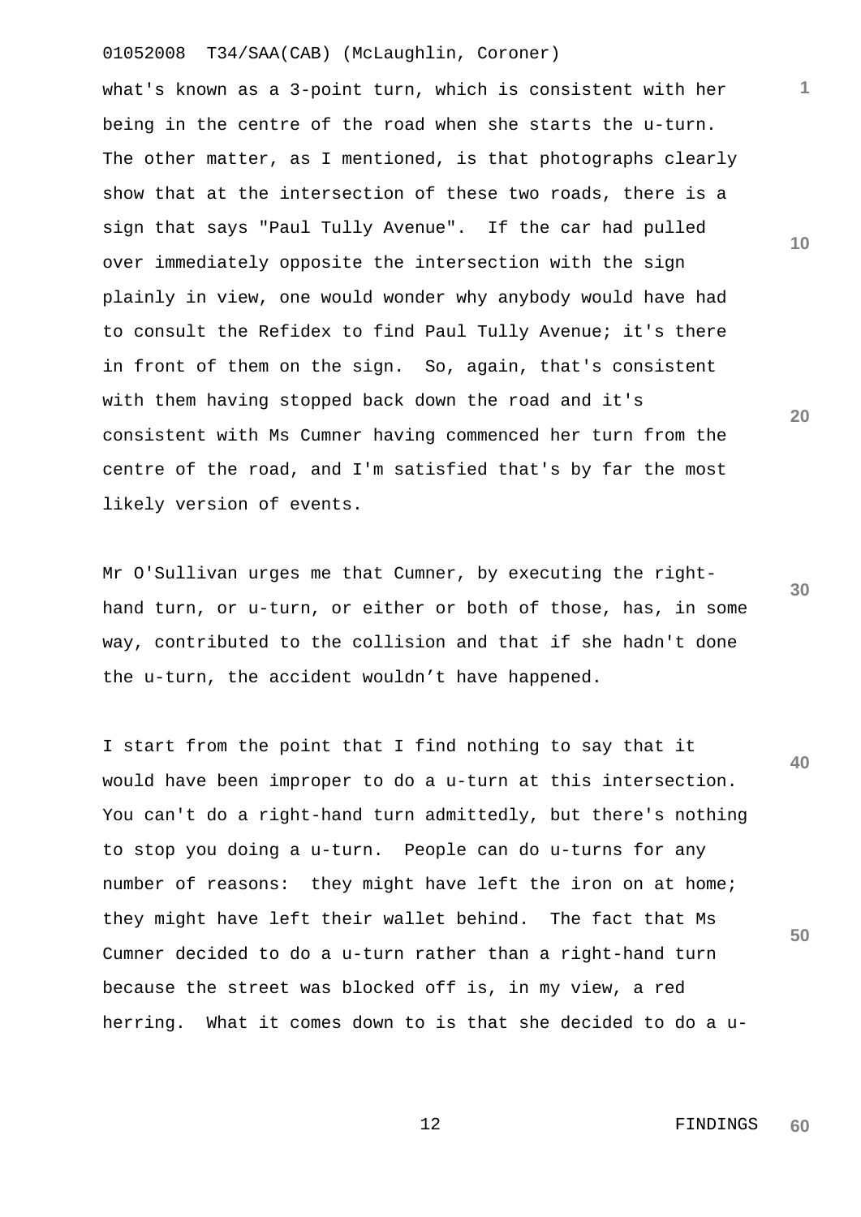what's known as a 3-point turn, which is consistent with her being in the centre of the road when she starts the u-turn. The other matter, as I mentioned, is that photographs clearly show that at the intersection of these two roads, there is a sign that says "Paul Tully Avenue". If the car had pulled over immediately opposite the intersection with the sign plainly in view, one would wonder why anybody would have had to consult the Refidex to find Paul Tully Avenue; it's there in front of them on the sign. So, again, that's consistent with them having stopped back down the road and it's consistent with Ms Cumner having commenced her turn from the centre of the road, and I'm satisfied that's by far the most likely version of events.

Mr O'Sullivan urges me that Cumner, by executing the right-hand turn, or u-turn, or either or both of those, has, in some way, contributed to the collision and that if she hadn't done the u-turn, the accident wouldn't have happened.

I start from the point that I find nothing to say that it would have been improper to do a u-turn at this intersection. You can't do a right-hand turn admittedly, but there's nothing to stop you doing a u-turn. People can do u-turns for any number of reasons: they might have left the iron on at home; they might have left their wallet behind. The fact that Ms Cumner decided to do a u-turn rather than a right-hand turn because the street was blocked off is, in my view, a red herring. What it comes down to is that she decided to do a u-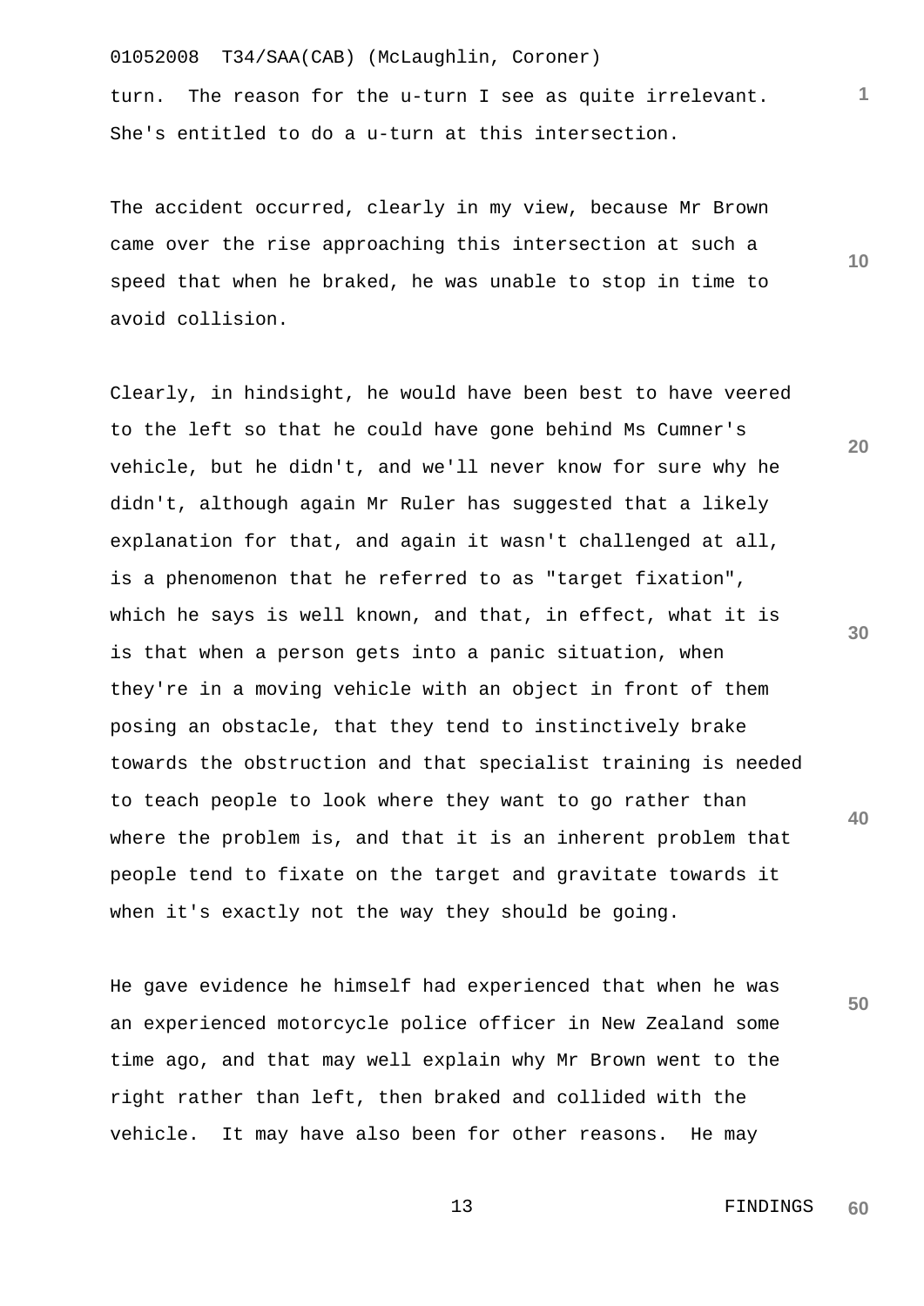turn. The reason for the u-turn I see as quite irrelevant. She's entitled to do a u-turn at this intersection.

The accident occurred, clearly in my view, because Mr Brown came over the rise approaching this intersection at such a speed that when he braked, he was unable to stop in time to avoid collision.

Clearly, in hindsight, he would have been best to have veered to the left so that he could have gone behind Ms Cumner's vehicle, but he didn't, and we'll never know for sure why he didn't, although again Mr Ruler has suggested that a likely explanation for that, and again it wasn't challenged at all, is a phenomenon that he referred to as "target fixation", which he says is well known, and that, in effect, what it is is that when a person gets into a panic situation, when they're in a moving vehicle with an object in front of them posing an obstacle, that they tend to instinctively brake towards the obstruction and that specialist training is needed to teach people to look where they want to go rather than where the problem is, and that it is an inherent problem that people tend to fixate on the target and gravitate towards it when it's exactly not the way they should be going.

He gave evidence he himself had experienced that when he was an experienced motorcycle police officer in New Zealand some time ago, and that may well explain why Mr Brown went to the right rather than left, then braked and collided with the vehicle. It may have also been for other reasons. He may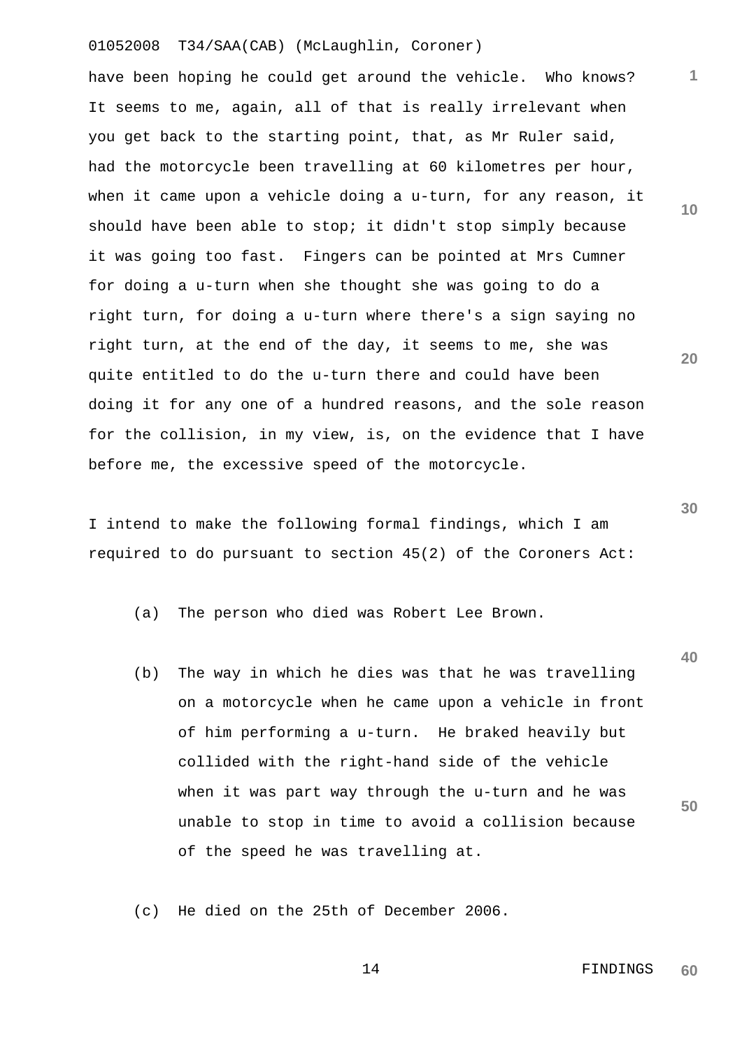have been hoping he could get around the vehicle. Who knows? It seems to me, again, all of that is really irrelevant when you get back to the starting point, that, as Mr Ruler said, had the motorcycle been travelling at 60 kilometres per hour, when it came upon a vehicle doing a u-turn, for any reason, it should have been able to stop; it didn't stop simply because it was going too fast. Fingers can be pointed at Mrs Cumner for doing a u-turn when she thought she was going to do a right turn, for doing a u-turn where there's a sign saying no right turn, at the end of the day, it seems to me, she was quite entitled to do the u-turn there and could have been doing it for any one of a hundred reasons, and the sole reason for the collision, in my view, is, on the evidence that I have before me, the excessive speed of the motorcycle.

I intend to make the following formal findings, which I am required to do pursuant to section 45(2) of the Coroners Act:

(a) The person who died was Robert Lee Brown.

(b) The way in which he dies was that he was travelling on a motorcycle when he came upon a vehicle in front of him performing a u-turn. He braked heavily but collided with the right-hand side of the vehicle when it was part way through the u-turn and he was unable to stop in time to avoid a collision because of the speed he was travelling at.

(c) He died on the 25th of December 2006.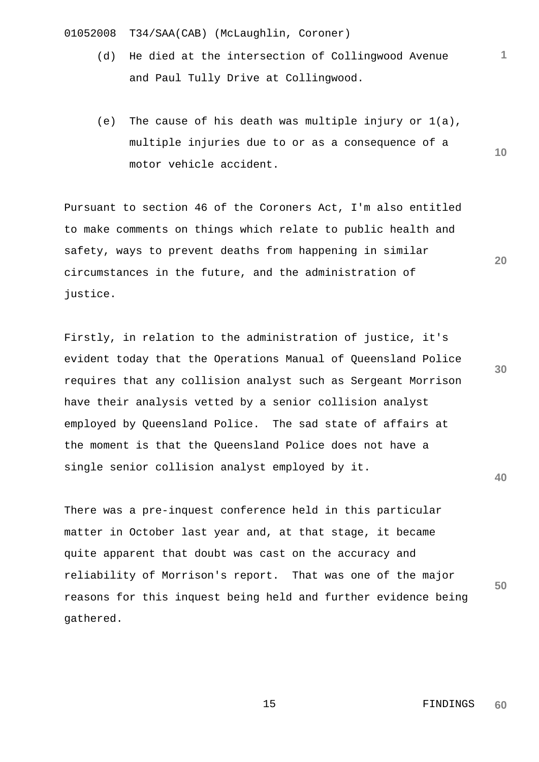(d) He died at the intersection of Collingwood Avenue and Paul Tully Drive at Collingwood.

(e) The cause of his death was multiple injury or 1(a), multiple injuries due to or as a consequence of a motor vehicle accident.

Pursuant to section 46 of the Coroners Act, I'm also entitled to make comments on things which relate to public health and safety, ways to prevent deaths from happening in similar circumstances in the future, and the administration of justice.

Firstly, in relation to the administration of justice, it's evident today that the Operations Manual of Queensland Police requires that any collision analyst such as Sergeant Morrison have their analysis vetted by a senior collision analyst employed by Queensland Police. The sad state of affairs at the moment is that the Queensland Police does not have a single senior collision analyst employed by it.

There was a pre-inquest conference held in this particular matter in October last year and, at that stage, it became quite apparent that doubt was cast on the accuracy and reliability of Morrison's report. That was one of the major reasons for this inquest being held and further evidence being gathered.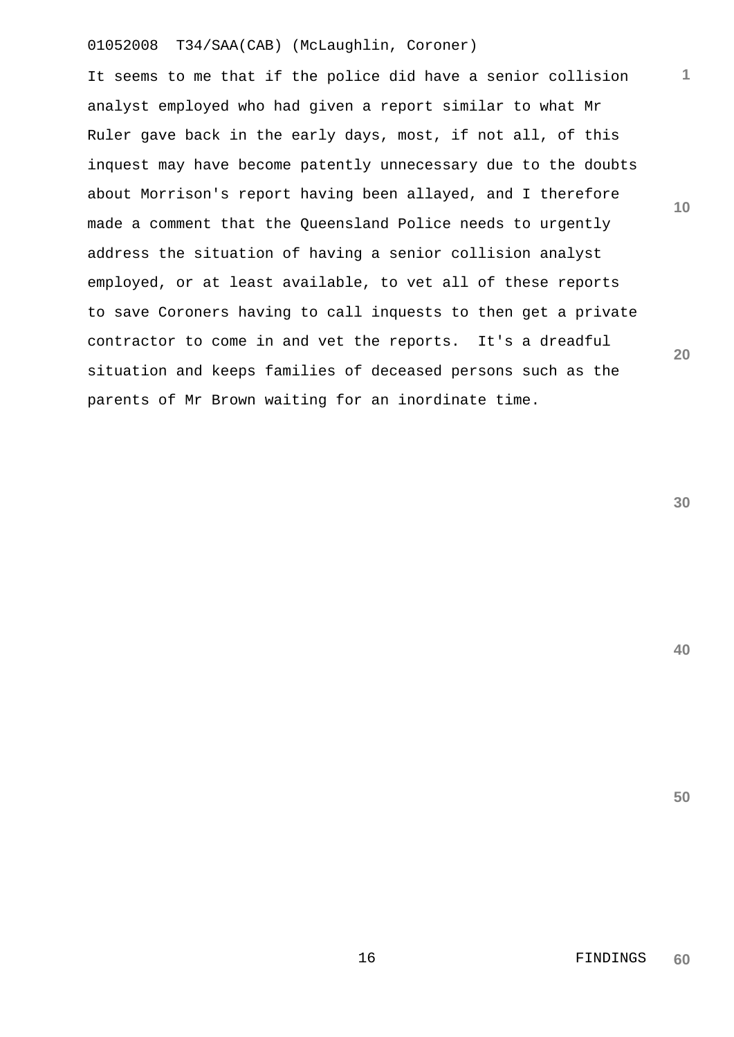It seems to me that if the police did have a senior collision analyst employed who had given a report similar to what Mr Ruler gave back in the early days, most, if not all, of this inquest may have become patently unnecessary due to the doubts about Morrison's report having been allayed, and I therefore made a comment that the Queensland Police needs to urgently address the situation of having a senior collision analyst employed, or at least available, to vet all of these reports to save Coroners having to call inquests to then get a private contractor to come in and vet the reports.  It's a dreadful situation and keeps families of deceased persons such as the parents of Mr Brown waiting for an inordinate time.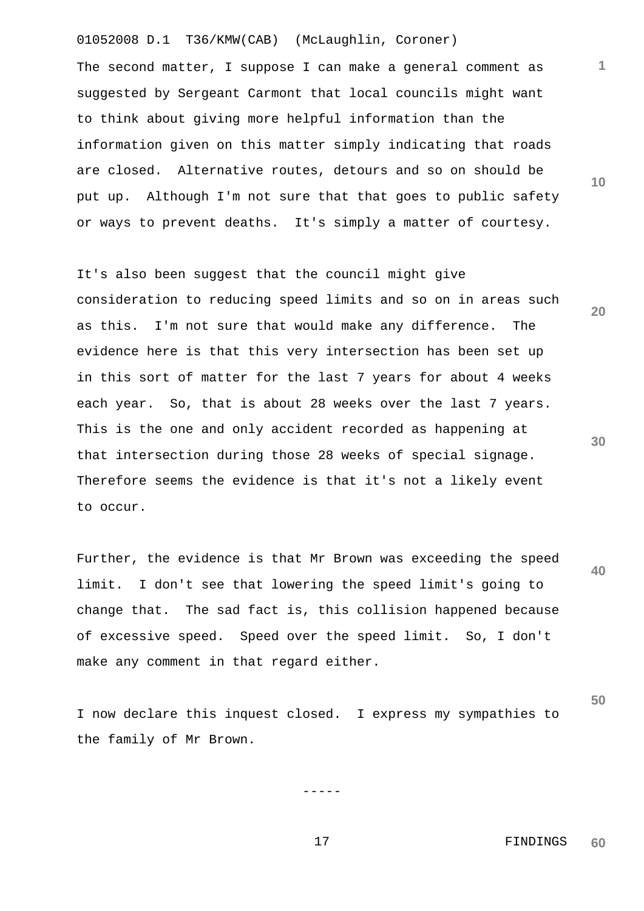The second matter, I suppose I can make a general comment as suggested by Sergeant Carmont that local councils might want to think about giving more helpful information than the information given on this matter simply indicating that roads are closed. Alternative routes, detours and so on should be put up. Although I'm not sure that that goes to public safety or ways to prevent deaths. It's simply a matter of courtesy.

It's also been suggest that the council might give consideration to reducing speed limits and so on in areas such as this. I'm not sure that would make any difference. The evidence here is that this very intersection has been set up in this sort of matter for the last 7 years for about 4 weeks each year. So, that is about 28 weeks over the last 7 years. This is the one and only accident recorded as happening at that intersection during those 28 weeks of special signage. Therefore seems the evidence is that it's not a likely event to occur.

Further, the evidence is that Mr Brown was exceeding the speed limit. I don't see that lowering the speed limit's going to change that. The sad fact is, this collision happened because of excessive speed. Speed over the speed limit. So, I don't make any comment in that regard either.

I now declare this inquest closed. I express my sympathies to the family of Mr Brown.

-----